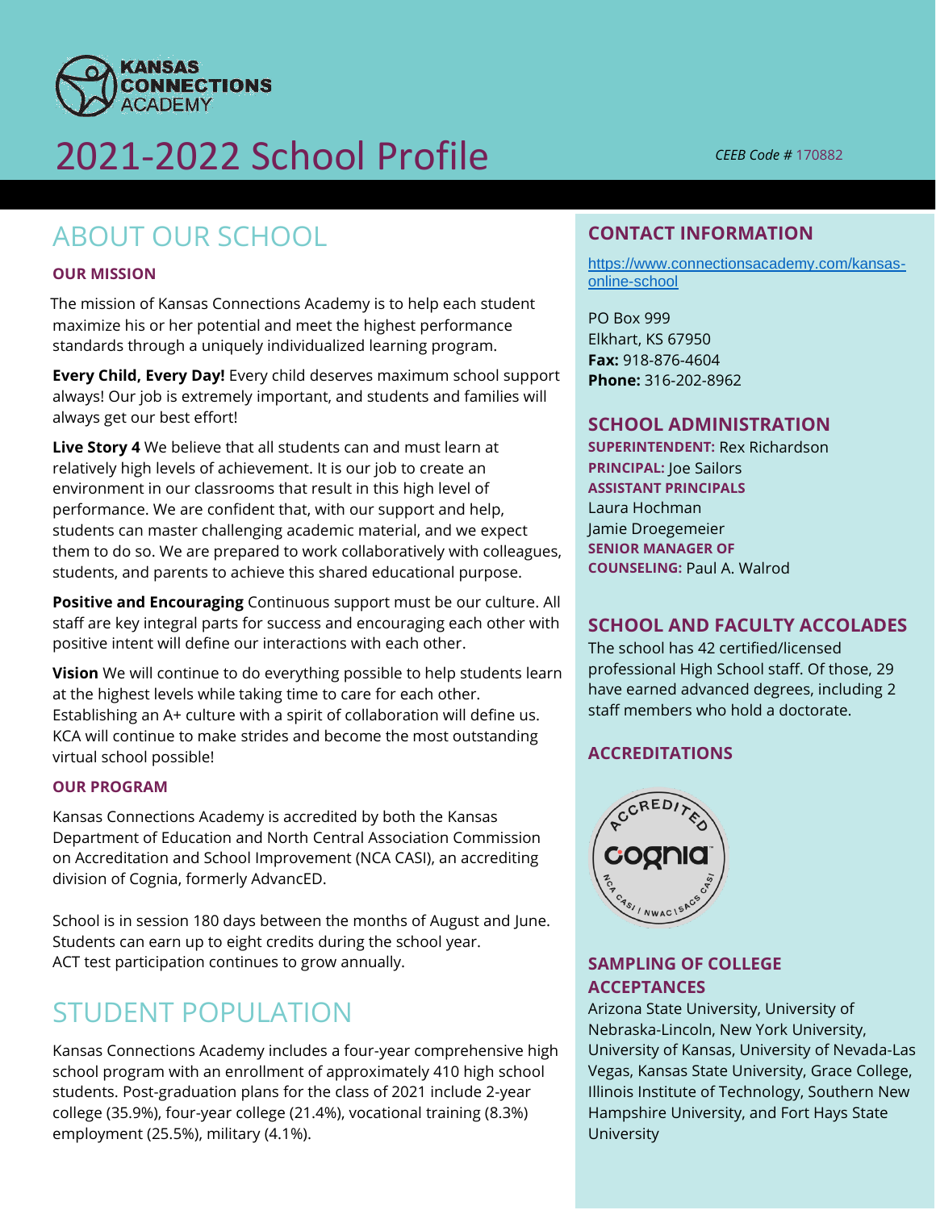KANSAS CONNECTIONS ACADEMY

# 2021-2022 School Profile

*CEEB Code #* 170882

## ABOUT OUR SCHOOL

### OUR MISSION

The mission of Kansas Connections Academy is to help each student maximize his or her potential and meet the highest performance standards through a uniquely individualized learning program.

**Every Child, Every Day!** Every child deserves maximum school support always! Our job is extremely important, and students and families will always get our best effort!

**Live Story 4** We believe that all students can and must learn at relatively high levels of achievement. It is our job to create an environment in our classrooms that result in this high level of performance. We are confident that, with our support and help, students can master challenging academic material, and we expect them to do so. We are prepared to work collaboratively with colleagues, students, and parents to achieve this shared educational purpose.

**Positive and Encouraging** Continuous support must be our culture. All staff are key integral parts for success and encouraging each other with positive intent will define our interactions with each other.

**Vision** We will continue to do everything possible to help students learn at the highest levels while taking time to care for each other. Establishing an A+ culture with a spirit of collaboration will define us. KCA will continue to make strides and become the most outstanding virtual school possible!

### OUR PROGRAM

Kansas Connections Academy is accredited by both the Kansas Department of Education and North Central Association Commission on Accreditation and School Improvement (NCA CASI), an accrediting division of Cognia, formerly AdvancED.

School is in session 180 days between the months of August and June. Students can earn up to eight credits during the school year. ACT test participation continues to grow annually.

## STUDENT POPULATION

Kansas Connections Academy includes a four-year comprehensive high school program with an enrollment of approximately 410 high school students. Post-graduation plans for the class of 2021 include 2-year college (35.9%), four-year college (21.4%), vocational training (8.3%) employment (25.5%), military (4.1%).

## CONTACT INFORMATION

https://www.connectionsacademy.com/kansas-online-school

PO Box 999
Elkhart, KS 67950
**Fax:** 918-876-4604
**Phone:** 316-202-8962

## SCHOOL ADMINISTRATION

**SUPERINTENDENT:** Rex Richardson
**PRINCIPAL:** Joe Sailors
**ASSISTANT PRINCIPALS**
Laura Hochman
Jamie Droegemeier
**SENIOR MANAGER OF COUNSELING:** Paul A. Walrod

## SCHOOL AND FACULTY ACCOLADES

The school has 42 certified/licensed professional High School staff. Of those, 29 have earned advanced degrees, including 2 staff members who hold a doctorate.

## ACCREDITATIONS

ACCREDITED cognia NCA CASI | NWAC | SACS CASI

## SAMPLING OF COLLEGE ACCEPTANCES

Arizona State University, University of Nebraska-Lincoln, New York University, University of Kansas, University of Nevada-Las Vegas, Kansas State University, Grace College, Illinois Institute of Technology, Southern New Hampshire University, and Fort Hays State University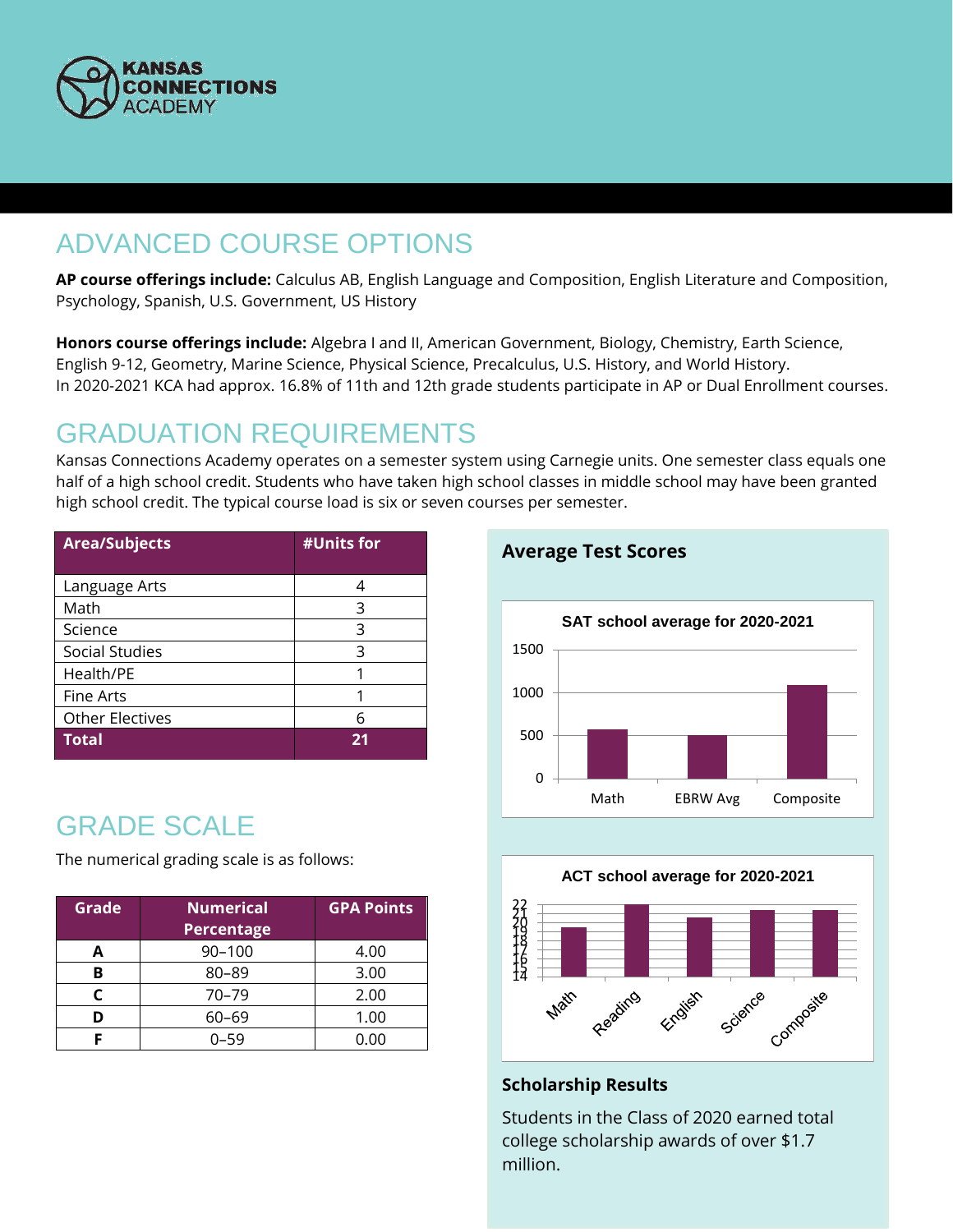# ADVANCED COURSE OPTIONS

**AP course offerings include:** Calculus AB, English Language and Composition, English Literature and Composition, Psychology, Spanish, U.S. Government, US History

**Honors course offerings include:** Algebra I and II, American Government, Biology, Chemistry, Earth Science, English 9-12, Geometry, Marine Science, Physical Science, Precalculus, U.S. History, and World History.
In 2020-2021 KCA had approx. 16.8% of 11th and 12th grade students participate in AP or Dual Enrollment courses.

# GRADUATION REQUIREMENTS

Kansas Connections Academy operates on a semester system using Carnegie units. One semester class equals one half of a high school credit. Students who have taken high school classes in middle school may have been granted high school credit. The typical course load is six or seven courses per semester.

| Area/Subjects | #Units for |
|---|---|
| Language Arts | 4 |
| Math | 3 |
| Science | 3 |
| Social Studies | 3 |
| Health/PE | 1 |
| Fine Arts | 1 |
| Other Electives | 6 |
| **Total** | **21** |

## Average Test Scores

SAT school average for 2020-2021

1500
1000
500
0

Math
EBRW Avg
Composite

ACT school average for 2020-2021

22
21
20
19
18
17
16
15
14

Math
Reading
English
Science
Composite

## Scholarship Results

Students in the Class of 2020 earned total college scholarship awards of over $1.7 million.

# GRADE SCALE

The numerical grading scale is as follows:

| Grade | Numerical Percentage | GPA Points |
|---|---|---|
| **A** | 90–100 | 4.00 |
| **B** | 80–89 | 3.00 |
| **C** | 70–79 | 2.00 |
| **D** | 60–69 | 1.00 |
| **F** | 0–59 | 0.00 |